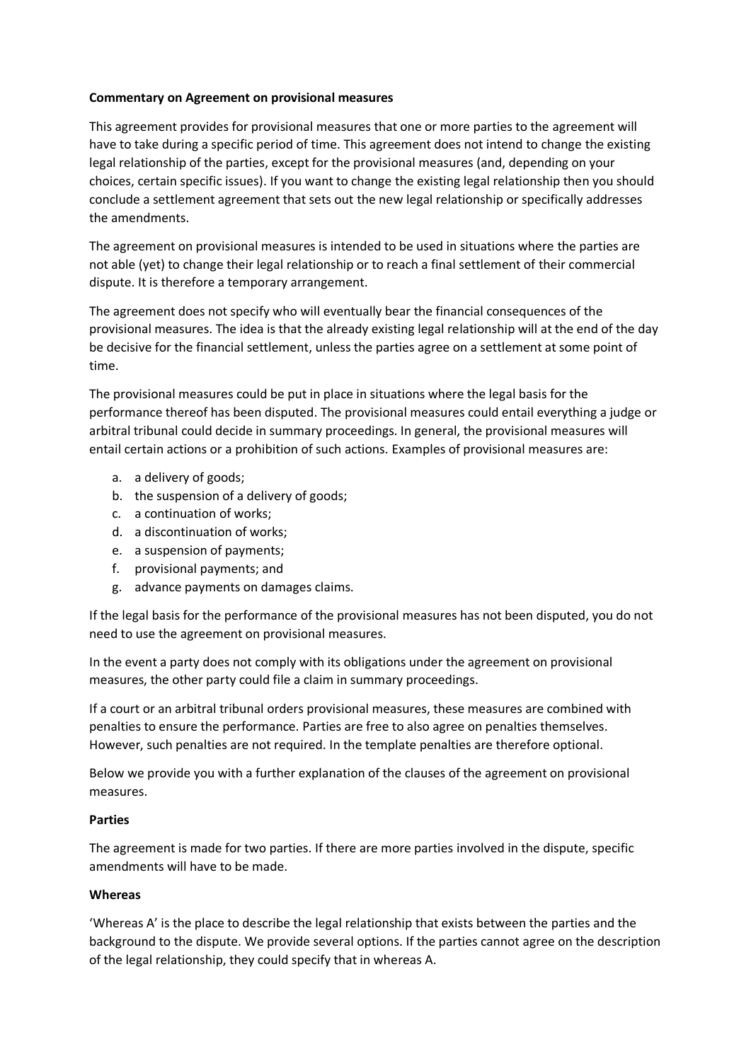**Commentary on Agreement on provisional measures**

This agreement provides for provisional measures that one or more parties to the agreement will have to take during a specific period of time. This agreement does not intend to change the existing legal relationship of the parties, except for the provisional measures (and, depending on your choices, certain specific issues). If you want to change the existing legal relationship then you should conclude a settlement agreement that sets out the new legal relationship or specifically addresses the amendments.

The agreement on provisional measures is intended to be used in situations where the parties are not able (yet) to change their legal relationship or to reach a final settlement of their commercial dispute. It is therefore a temporary arrangement.

The agreement does not specify who will eventually bear the financial consequences of the provisional measures. The idea is that the already existing legal relationship will at the end of the day be decisive for the financial settlement, unless the parties agree on a settlement at some point of time.

The provisional measures could be put in place in situations where the legal basis for the performance thereof has been disputed. The provisional measures could entail everything a judge or arbitral tribunal could decide in summary proceedings. In general, the provisional measures will entail certain actions or a prohibition of such actions. Examples of provisional measures are:

a. a delivery of goods;
b. the suspension of a delivery of goods;
c. a continuation of works;
d. a discontinuation of works;
e. a suspension of payments;
f. provisional payments; and
g. advance payments on damages claims.

If the legal basis for the performance of the provisional measures has not been disputed, you do not need to use the agreement on provisional measures.

In the event a party does not comply with its obligations under the agreement on provisional measures, the other party could file a claim in summary proceedings.

If a court or an arbitral tribunal orders provisional measures, these measures are combined with penalties to ensure the performance. Parties are free to also agree on penalties themselves. However, such penalties are not required. In the template penalties are therefore optional.

Below we provide you with a further explanation of the clauses of the agreement on provisional measures.

**Parties**

The agreement is made for two parties. If there are more parties involved in the dispute, specific amendments will have to be made.

**Whereas**

'Whereas A' is the place to describe the legal relationship that exists between the parties and the background to the dispute. We provide several options. If the parties cannot agree on the description of the legal relationship, they could specify that in whereas A.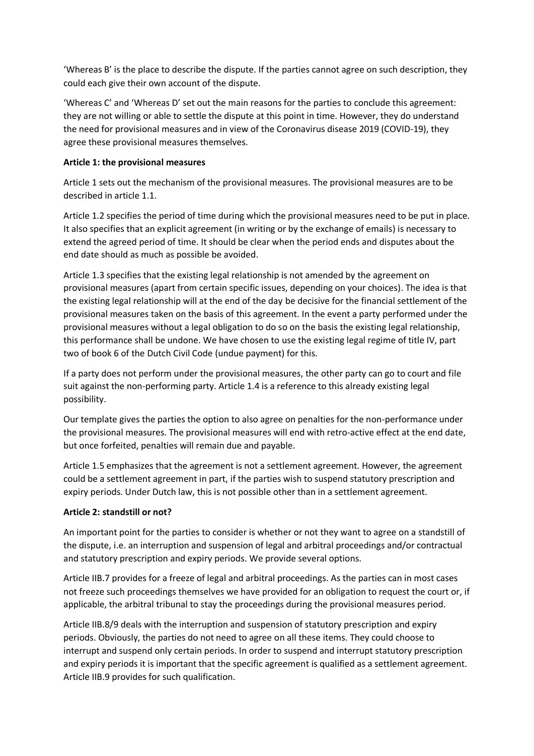'Whereas B' is the place to describe the dispute. If the parties cannot agree on such description, they could each give their own account of the dispute.

'Whereas C' and 'Whereas D' set out the main reasons for the parties to conclude this agreement: they are not willing or able to settle the dispute at this point in time. However, they do understand the need for provisional measures and in view of the Coronavirus disease 2019 (COVID-19), they agree these provisional measures themselves.

**Article 1: the provisional measures**

Article 1 sets out the mechanism of the provisional measures. The provisional measures are to be described in article 1.1.

Article 1.2 specifies the period of time during which the provisional measures need to be put in place. It also specifies that an explicit agreement (in writing or by the exchange of emails) is necessary to extend the agreed period of time. It should be clear when the period ends and disputes about the end date should as much as possible be avoided.

Article 1.3 specifies that the existing legal relationship is not amended by the agreement on provisional measures (apart from certain specific issues, depending on your choices). The idea is that the existing legal relationship will at the end of the day be decisive for the financial settlement of the provisional measures taken on the basis of this agreement. In the event a party performed under the provisional measures without a legal obligation to do so on the basis the existing legal relationship, this performance shall be undone. We have chosen to use the existing legal regime of title IV, part two of book 6 of the Dutch Civil Code (undue payment) for this.

If a party does not perform under the provisional measures, the other party can go to court and file suit against the non-performing party. Article 1.4 is a reference to this already existing legal possibility.

Our template gives the parties the option to also agree on penalties for the non-performance under the provisional measures. The provisional measures will end with retro-active effect at the end date, but once forfeited, penalties will remain due and payable.

Article 1.5 emphasizes that the agreement is not a settlement agreement. However, the agreement could be a settlement agreement in part, if the parties wish to suspend statutory prescription and expiry periods. Under Dutch law, this is not possible other than in a settlement agreement.

**Article 2: standstill or not?**

An important point for the parties to consider is whether or not they want to agree on a standstill of the dispute, i.e. an interruption and suspension of legal and arbitral proceedings and/or contractual and statutory prescription and expiry periods. We provide several options.

Article IIB.7 provides for a freeze of legal and arbitral proceedings. As the parties can in most cases not freeze such proceedings themselves we have provided for an obligation to request the court or, if applicable, the arbitral tribunal to stay the proceedings during the provisional measures period.

Article IIB.8/9 deals with the interruption and suspension of statutory prescription and expiry periods. Obviously, the parties do not need to agree on all these items. They could choose to interrupt and suspend only certain periods. In order to suspend and interrupt statutory prescription and expiry periods it is important that the specific agreement is qualified as a settlement agreement. Article IIB.9 provides for such qualification.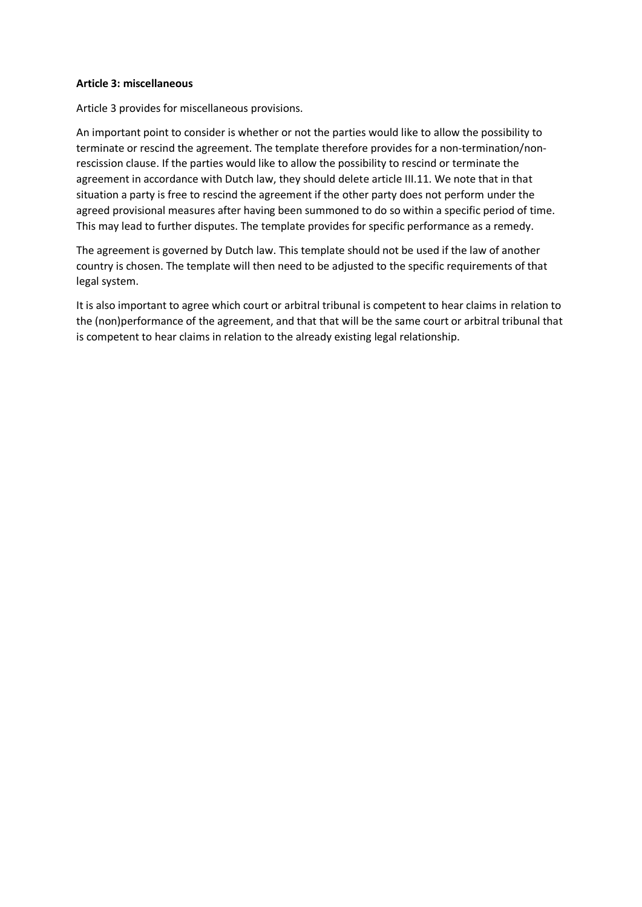**Article 3: miscellaneous**

Article 3 provides for miscellaneous provisions.

An important point to consider is whether or not the parties would like to allow the possibility to terminate or rescind the agreement. The template therefore provides for a non-termination/non-rescission clause. If the parties would like to allow the possibility to rescind or terminate the agreement in accordance with Dutch law, they should delete article III.11. We note that in that situation a party is free to rescind the agreement if the other party does not perform under the agreed provisional measures after having been summoned to do so within a specific period of time. This may lead to further disputes. The template provides for specific performance as a remedy.

The agreement is governed by Dutch law. This template should not be used if the law of another country is chosen. The template will then need to be adjusted to the specific requirements of that legal system.

It is also important to agree which court or arbitral tribunal is competent to hear claims in relation to the (non)performance of the agreement, and that that will be the same court or arbitral tribunal that is competent to hear claims in relation to the already existing legal relationship.